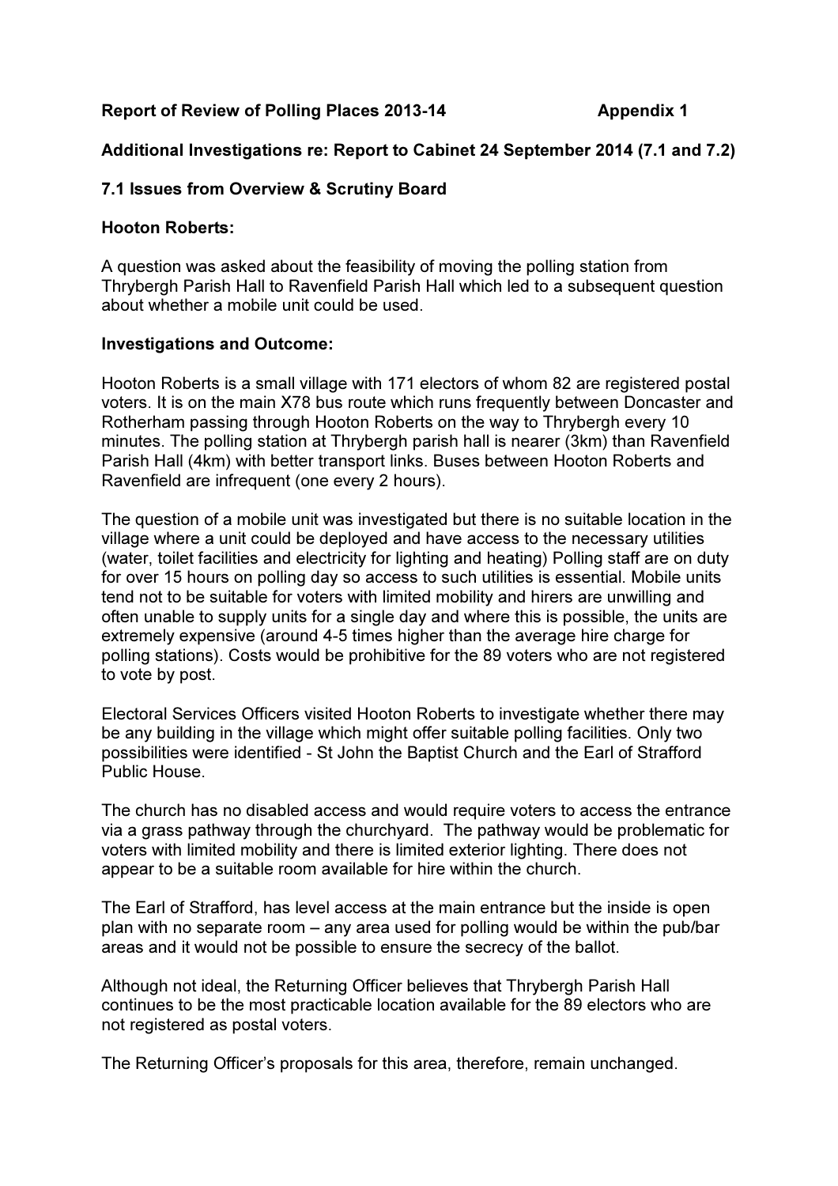**Report of Review of Polling Places 2013-14 Appendix 1**

**Additional Investigations re: Report to Cabinet 24 September 2014 (7.1 and 7.2)**

## 7.1 Issues from Overview & Scrutiny Board

### Hooton Roberts:

A question was asked about the feasibility of moving the polling station from Thrybergh Parish Hall to Ravenfield Parish Hall which led to a subsequent question about whether a mobile unit could be used.

### Investigations and Outcome:

Hooton Roberts is a small village with 171 electors of whom 82 are registered postal voters. It is on the main X78 bus route which runs frequently between Doncaster and Rotherham passing through Hooton Roberts on the way to Thrybergh every 10 minutes. The polling station at Thrybergh parish hall is nearer (3km) than Ravenfield Parish Hall (4km) with better transport links. Buses between Hooton Roberts and Ravenfield are infrequent (one every 2 hours).

The question of a mobile unit was investigated but there is no suitable location in the village where a unit could be deployed and have access to the necessary utilities (water, toilet facilities and electricity for lighting and heating) Polling staff are on duty for over 15 hours on polling day so access to such utilities is essential. Mobile units tend not to be suitable for voters with limited mobility and hirers are unwilling and often unable to supply units for a single day and where this is possible, the units are extremely expensive (around 4-5 times higher than the average hire charge for polling stations). Costs would be prohibitive for the 89 voters who are not registered to vote by post.

Electoral Services Officers visited Hooton Roberts to investigate whether there may be any building in the village which might offer suitable polling facilities. Only two possibilities were identified - St John the Baptist Church and the Earl of Strafford Public House.

The church has no disabled access and would require voters to access the entrance via a grass pathway through the churchyard. The pathway would be problematic for voters with limited mobility and there is limited exterior lighting. There does not appear to be a suitable room available for hire within the church.

The Earl of Strafford, has level access at the main entrance but the inside is open plan with no separate room – any area used for polling would be within the pub/bar areas and it would not be possible to ensure the secrecy of the ballot.

Although not ideal, the Returning Officer believes that Thrybergh Parish Hall continues to be the most practicable location available for the 89 electors who are not registered as postal voters.

The Returning Officer's proposals for this area, therefore, remain unchanged.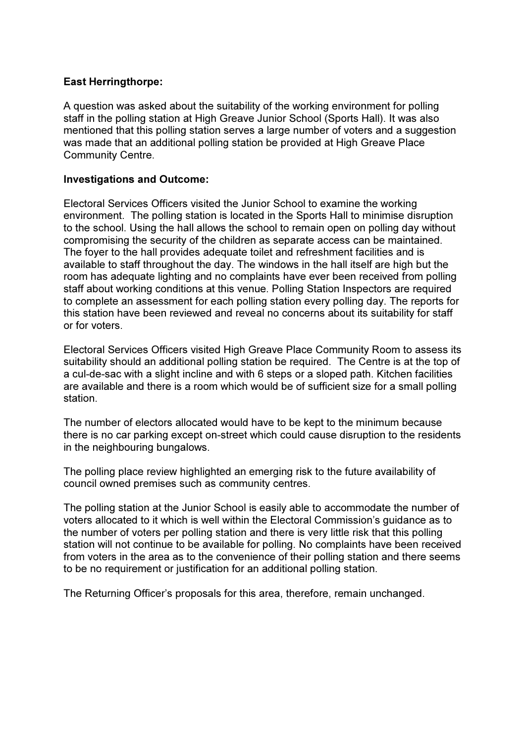**East Herringthorpe:**

A question was asked about the suitability of the working environment for polling staff in the polling station at High Greave Junior School (Sports Hall). It was also mentioned that this polling station serves a large number of voters and a suggestion was made that an additional polling station be provided at High Greave Place Community Centre.

**Investigations and Outcome:**

Electoral Services Officers visited the Junior School to examine the working environment. The polling station is located in the Sports Hall to minimise disruption to the school. Using the hall allows the school to remain open on polling day without compromising the security of the children as separate access can be maintained. The foyer to the hall provides adequate toilet and refreshment facilities and is available to staff throughout the day. The windows in the hall itself are high but the room has adequate lighting and no complaints have ever been received from polling staff about working conditions at this venue. Polling Station Inspectors are required to complete an assessment for each polling station every polling day. The reports for this station have been reviewed and reveal no concerns about its suitability for staff or for voters.

Electoral Services Officers visited High Greave Place Community Room to assess its suitability should an additional polling station be required. The Centre is at the top of a cul-de-sac with a slight incline and with 6 steps or a sloped path. Kitchen facilities are available and there is a room which would be of sufficient size for a small polling station.

The number of electors allocated would have to be kept to the minimum because there is no car parking except on-street which could cause disruption to the residents in the neighbouring bungalows.

The polling place review highlighted an emerging risk to the future availability of council owned premises such as community centres.

The polling station at the Junior School is easily able to accommodate the number of voters allocated to it which is well within the Electoral Commission's guidance as to the number of voters per polling station and there is very little risk that this polling station will not continue to be available for polling. No complaints have been received from voters in the area as to the convenience of their polling station and there seems to be no requirement or justification for an additional polling station.

The Returning Officer's proposals for this area, therefore, remain unchanged.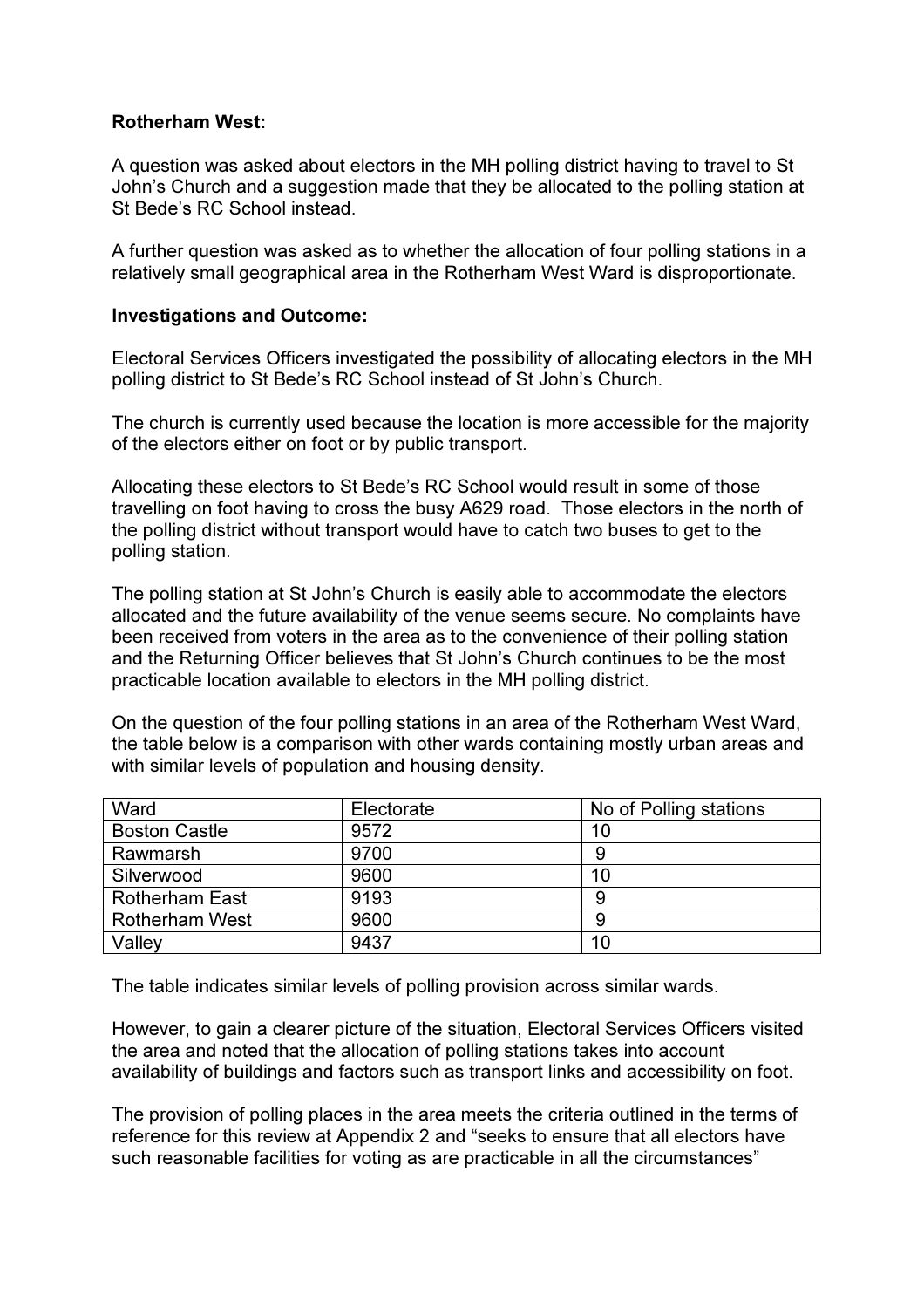**Rotherham West:**

A question was asked about electors in the MH polling district having to travel to St John's Church and a suggestion made that they be allocated to the polling station at St Bede's RC School instead.

A further question was asked as to whether the allocation of four polling stations in a relatively small geographical area in the Rotherham West Ward is disproportionate.

**Investigations and Outcome:**

Electoral Services Officers investigated the possibility of allocating electors in the MH polling district to St Bede's RC School instead of St John's Church.

The church is currently used because the location is more accessible for the majority of the electors either on foot or by public transport.

Allocating these electors to St Bede's RC School would result in some of those travelling on foot having to cross the busy A629 road. Those electors in the north of the polling district without transport would have to catch two buses to get to the polling station.

The polling station at St John's Church is easily able to accommodate the electors allocated and the future availability of the venue seems secure. No complaints have been received from voters in the area as to the convenience of their polling station and the Returning Officer believes that St John's Church continues to be the most practicable location available to electors in the MH polling district.

On the question of the four polling stations in an area of the Rotherham West Ward, the table below is a comparison with other wards containing mostly urban areas and with similar levels of population and housing density.

| Ward | Electorate | No of Polling stations |
|---|---|---|
| Boston Castle | 9572 | 10 |
| Rawmarsh | 9700 | 9 |
| Silverwood | 9600 | 10 |
| Rotherham East | 9193 | 9 |
| Rotherham West | 9600 | 9 |
| Valley | 9437 | 10 |

The table indicates similar levels of polling provision across similar wards.

However, to gain a clearer picture of the situation, Electoral Services Officers visited the area and noted that the allocation of polling stations takes into account availability of buildings and factors such as transport links and accessibility on foot.

The provision of polling places in the area meets the criteria outlined in the terms of reference for this review at Appendix 2 and "seeks to ensure that all electors have such reasonable facilities for voting as are practicable in all the circumstances"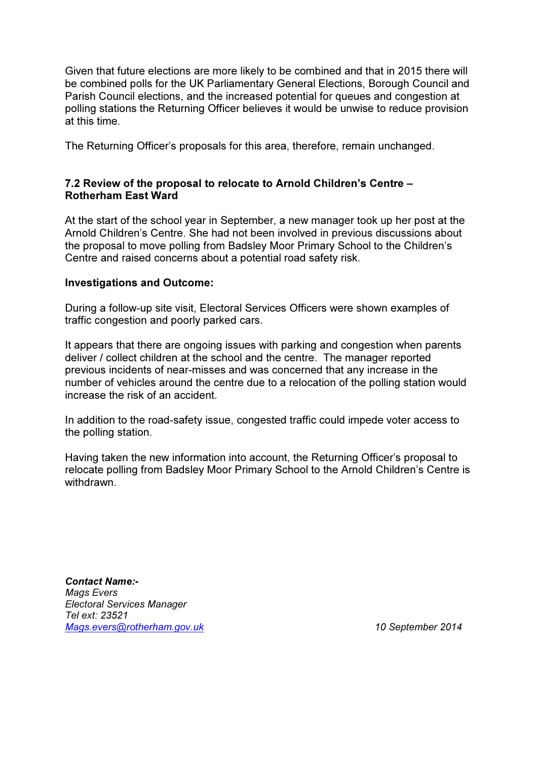Given that future elections are more likely to be combined and that in 2015 there will be combined polls for the UK Parliamentary General Elections, Borough Council and Parish Council elections, and the increased potential for queues and congestion at polling stations the Returning Officer believes it would be unwise to reduce provision at this time.

The Returning Officer's proposals for this area, therefore, remain unchanged.

**7.2 Review of the proposal to relocate to Arnold Children's Centre – Rotherham East Ward**

At the start of the school year in September, a new manager took up her post at the Arnold Children's Centre. She had not been involved in previous discussions about the proposal to move polling from Badsley Moor Primary School to the Children's Centre and raised concerns about a potential road safety risk.

**Investigations and Outcome:**

During a follow-up site visit, Electoral Services Officers were shown examples of traffic congestion and poorly parked cars.

It appears that there are ongoing issues with parking and congestion when parents deliver / collect children at the school and the centre. The manager reported previous incidents of near-misses and was concerned that any increase in the number of vehicles around the centre due to a relocation of the polling station would increase the risk of an accident.

In addition to the road-safety issue, congested traffic could impede voter access to the polling station.

Having taken the new information into account, the Returning Officer's proposal to relocate polling from Badsley Moor Primary School to the Arnold Children's Centre is withdrawn.

***Contact Name:-***
*Mags Evers*
*Electoral Services Manager*
*Tel ext: 23521*
*Mags.evers@rotherham.gov.uk*

*10 September 2014*